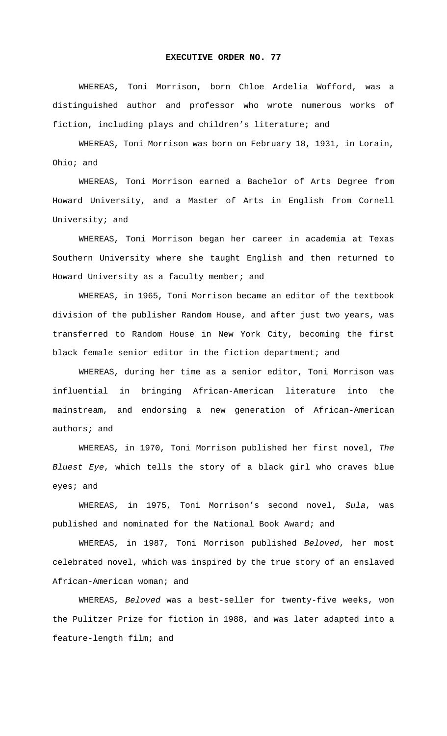**EXECUTIVE ORDER NO. 77**

WHEREAS, Toni Morrison, born Chloe Ardelia Wofford, was a distinguished author and professor who wrote numerous works of fiction, including plays and children's literature; and

WHEREAS, Toni Morrison was born on February 18, 1931, in Lorain, Ohio; and

WHEREAS, Toni Morrison earned a Bachelor of Arts Degree from Howard University, and a Master of Arts in English from Cornell University; and

WHEREAS, Toni Morrison began her career in academia at Texas Southern University where she taught English and then returned to Howard University as a faculty member; and

WHEREAS, in 1965, Toni Morrison became an editor of the textbook division of the publisher Random House, and after just two years, was transferred to Random House in New York City, becoming the first black female senior editor in the fiction department; and

WHEREAS, during her time as a senior editor, Toni Morrison was influential in bringing African-American literature into the mainstream, and endorsing a new generation of African-American authors; and

WHEREAS, in 1970, Toni Morrison published her first novel, *The Bluest Eye*, which tells the story of a black girl who craves blue eyes; and

WHEREAS, in 1975, Toni Morrison's second novel, *Sula*, was published and nominated for the National Book Award; and

WHEREAS, in 1987, Toni Morrison published *Beloved*, her most celebrated novel, which was inspired by the true story of an enslaved African-American woman; and

WHEREAS, *Beloved* was a best-seller for twenty-five weeks, won the Pulitzer Prize for fiction in 1988, and was later adapted into a feature-length film; and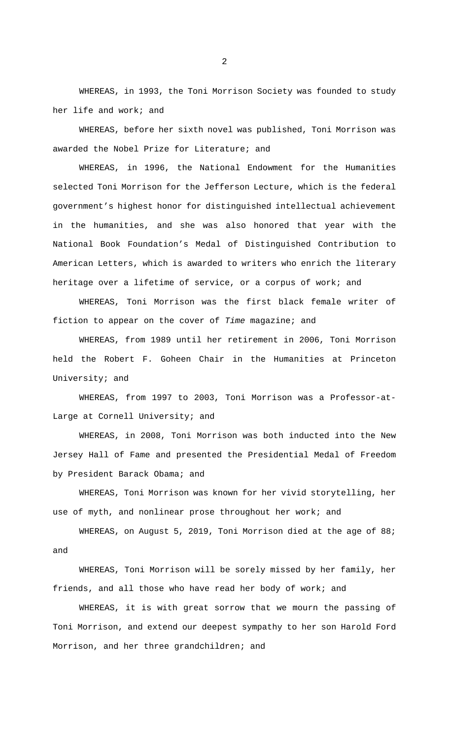WHEREAS, in 1993, the Toni Morrison Society was founded to study her life and work; and

WHEREAS, before her sixth novel was published, Toni Morrison was awarded the Nobel Prize for Literature; and

WHEREAS, in 1996, the National Endowment for the Humanities selected Toni Morrison for the Jefferson Lecture, which is the federal government's highest honor for distinguished intellectual achievement in the humanities, and she was also honored that year with the National Book Foundation's Medal of Distinguished Contribution to American Letters, which is awarded to writers who enrich the literary heritage over a lifetime of service, or a corpus of work; and

WHEREAS, Toni Morrison was the first black female writer of fiction to appear on the cover of *Time* magazine; and

WHEREAS, from 1989 until her retirement in 2006, Toni Morrison held the Robert F. Goheen Chair in the Humanities at Princeton University; and

WHEREAS, from 1997 to 2003, Toni Morrison was a Professor-at-Large at Cornell University; and

WHEREAS, in 2008, Toni Morrison was both inducted into the New Jersey Hall of Fame and presented the Presidential Medal of Freedom by President Barack Obama; and

WHEREAS, Toni Morrison was known for her vivid storytelling, her use of myth, and nonlinear prose throughout her work; and

WHEREAS, on August 5, 2019, Toni Morrison died at the age of 88; and

WHEREAS, Toni Morrison will be sorely missed by her family, her friends, and all those who have read her body of work; and

WHEREAS, it is with great sorrow that we mourn the passing of Toni Morrison, and extend our deepest sympathy to her son Harold Ford Morrison, and her three grandchildren; and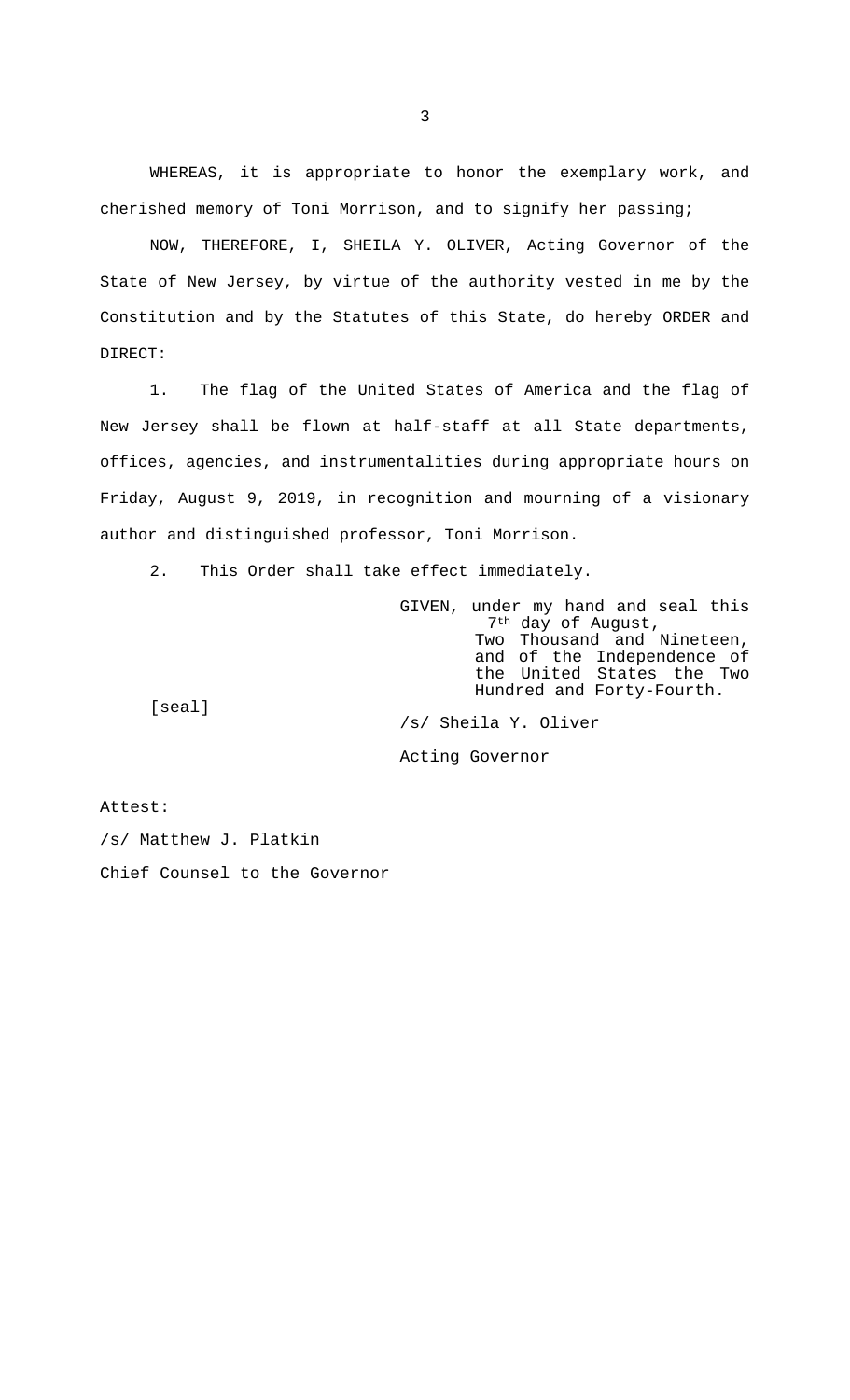WHEREAS, it is appropriate to honor the exemplary work, and cherished memory of Toni Morrison, and to signify her passing;

NOW, THEREFORE, I, SHEILA Y. OLIVER, Acting Governor of the State of New Jersey, by virtue of the authority vested in me by the Constitution and by the Statutes of this State, do hereby ORDER and DIRECT:

1. The flag of the United States of America and the flag of New Jersey shall be flown at half-staff at all State departments, offices, agencies, and instrumentalities during appropriate hours on Friday, August 9, 2019, in recognition and mourning of a visionary author and distinguished professor, Toni Morrison.

2. This Order shall take effect immediately.

GIVEN, under my hand and seal this 7th day of August, Two Thousand and Nineteen, and of the Independence of the United States the Two Hundred and Forty-Fourth.

[seal]

/s/ Sheila Y. Oliver

Acting Governor

Attest:

/s/ Matthew J. Platkin

Chief Counsel to the Governor